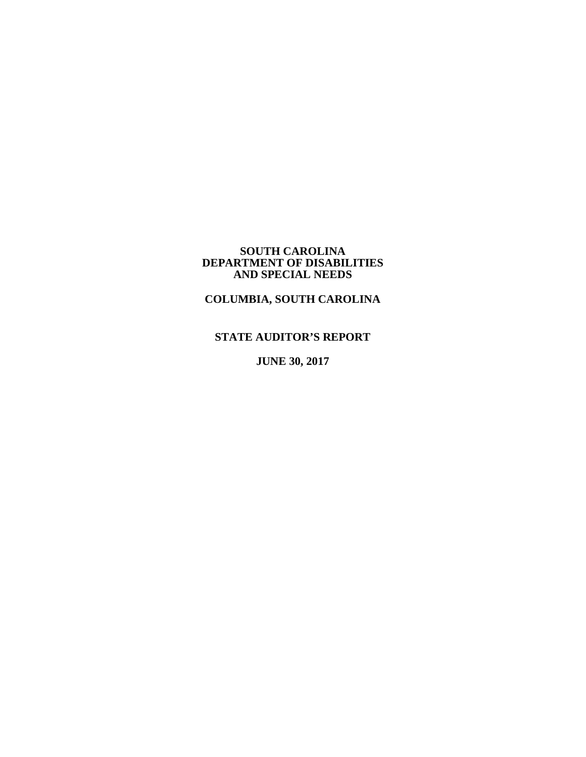# SOUTH CAROLINA DEPARTMENT OF DISABILITIES AND SPECIAL NEEDS

## COLUMBIA, SOUTH CAROLINA

## STATE AUDITOR'S REPORT

## JUNE 30, 2017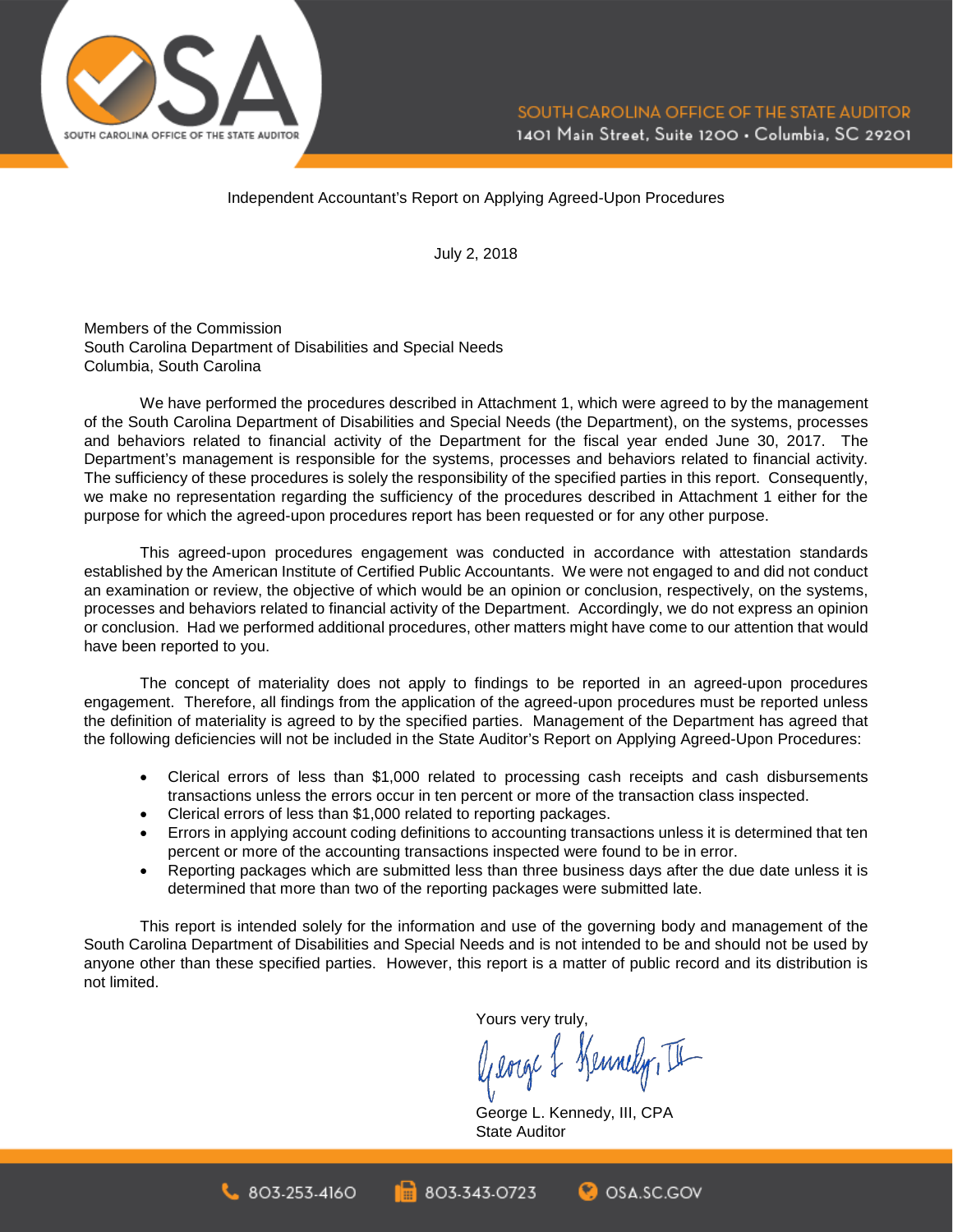Independent Accountant's Report on Applying Agreed-Upon Procedures

July 2, 2018

Members of the Commission
South Carolina Department of Disabilities and Special Needs
Columbia, South Carolina

We have performed the procedures described in Attachment 1, which were agreed to by the management of the South Carolina Department of Disabilities and Special Needs (the Department), on the systems, processes and behaviors related to financial activity of the Department for the fiscal year ended June 30, 2017. The Department's management is responsible for the systems, processes and behaviors related to financial activity. The sufficiency of these procedures is solely the responsibility of the specified parties in this report. Consequently, we make no representation regarding the sufficiency of the procedures described in Attachment 1 either for the purpose for which the agreed-upon procedures report has been requested or for any other purpose.

This agreed-upon procedures engagement was conducted in accordance with attestation standards established by the American Institute of Certified Public Accountants. We were not engaged to and did not conduct an examination or review, the objective of which would be an opinion or conclusion, respectively, on the systems, processes and behaviors related to financial activity of the Department. Accordingly, we do not express an opinion or conclusion. Had we performed additional procedures, other matters might have come to our attention that would have been reported to you.

The concept of materiality does not apply to findings to be reported in an agreed-upon procedures engagement. Therefore, all findings from the application of the agreed-upon procedures must be reported unless the definition of materiality is agreed to by the specified parties. Management of the Department has agreed that the following deficiencies will not be included in the State Auditor's Report on Applying Agreed-Upon Procedures:

- Clerical errors of less than $1,000 related to processing cash receipts and cash disbursements transactions unless the errors occur in ten percent or more of the transaction class inspected.
- Clerical errors of less than $1,000 related to reporting packages.
- Errors in applying account coding definitions to accounting transactions unless it is determined that ten percent or more of the accounting transactions inspected were found to be in error.
- Reporting packages which are submitted less than three business days after the due date unless it is determined that more than two of the reporting packages were submitted late.

This report is intended solely for the information and use of the governing body and management of the South Carolina Department of Disabilities and Special Needs and is not intended to be and should not be used by anyone other than these specified parties. However, this report is a matter of public record and its distribution is not limited.

Yours very truly,

George L. Kennedy, III, CPA
State Auditor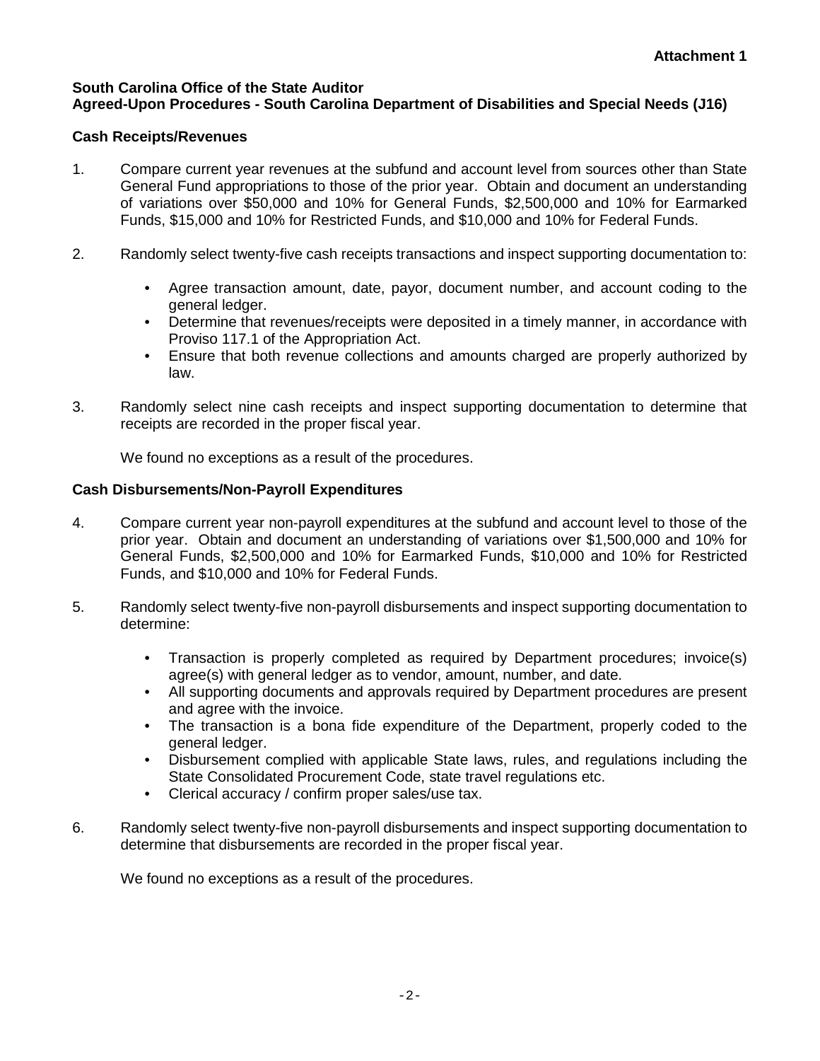**Attachment 1**

**South Carolina Office of the State Auditor**
**Agreed-Upon Procedures - South Carolina Department of Disabilities and Special Needs (J16)**

**Cash Receipts/Revenues**

1. Compare current year revenues at the subfund and account level from sources other than State General Fund appropriations to those of the prior year. Obtain and document an understanding of variations over $50,000 and 10% for General Funds, $2,500,000 and 10% for Earmarked Funds, $15,000 and 10% for Restricted Funds, and $10,000 and 10% for Federal Funds.

2. Randomly select twenty-five cash receipts transactions and inspect supporting documentation to:

   - Agree transaction amount, date, payor, document number, and account coding to the general ledger.
   - Determine that revenues/receipts were deposited in a timely manner, in accordance with Proviso 117.1 of the Appropriation Act.
   - Ensure that both revenue collections and amounts charged are properly authorized by law.

3. Randomly select nine cash receipts and inspect supporting documentation to determine that receipts are recorded in the proper fiscal year.

   We found no exceptions as a result of the procedures.

**Cash Disbursements/Non-Payroll Expenditures**

4. Compare current year non-payroll expenditures at the subfund and account level to those of the prior year. Obtain and document an understanding of variations over $1,500,000 and 10% for General Funds, $2,500,000 and 10% for Earmarked Funds, $10,000 and 10% for Restricted Funds, and $10,000 and 10% for Federal Funds.

5. Randomly select twenty-five non-payroll disbursements and inspect supporting documentation to determine:

   - Transaction is properly completed as required by Department procedures; invoice(s) agree(s) with general ledger as to vendor, amount, number, and date.
   - All supporting documents and approvals required by Department procedures are present and agree with the invoice.
   - The transaction is a bona fide expenditure of the Department, properly coded to the general ledger.
   - Disbursement complied with applicable State laws, rules, and regulations including the State Consolidated Procurement Code, state travel regulations etc.
   - Clerical accuracy / confirm proper sales/use tax.

6. Randomly select twenty-five non-payroll disbursements and inspect supporting documentation to determine that disbursements are recorded in the proper fiscal year.

   We found no exceptions as a result of the procedures.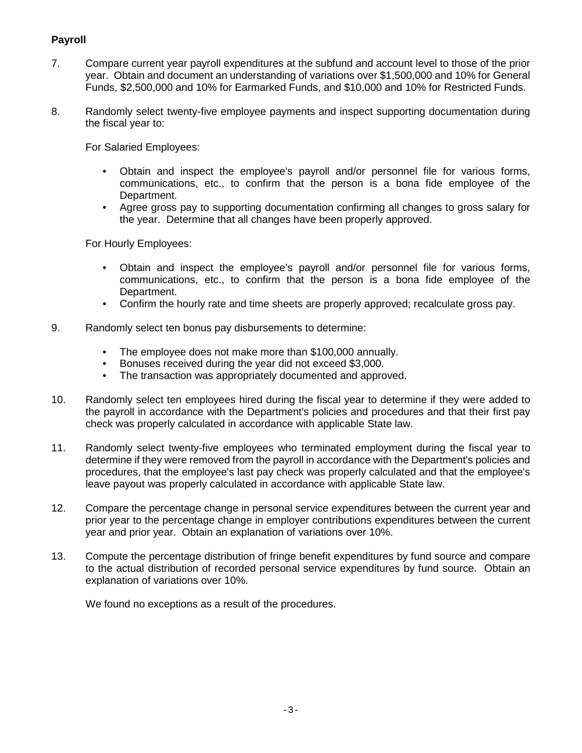**Payroll**

7. Compare current year payroll expenditures at the subfund and account level to those of the prior year. Obtain and document an understanding of variations over $1,500,000 and 10% for General Funds, $2,500,000 and 10% for Earmarked Funds, and $10,000 and 10% for Restricted Funds.

8. Randomly select twenty-five employee payments and inspect supporting documentation during the fiscal year to:

   For Salaried Employees:

   - Obtain and inspect the employee's payroll and/or personnel file for various forms, communications, etc., to confirm that the person is a bona fide employee of the Department.
   - Agree gross pay to supporting documentation confirming all changes to gross salary for the year. Determine that all changes have been properly approved.

   For Hourly Employees:

   - Obtain and inspect the employee's payroll and/or personnel file for various forms, communications, etc., to confirm that the person is a bona fide employee of the Department.
   - Confirm the hourly rate and time sheets are properly approved; recalculate gross pay.

9. Randomly select ten bonus pay disbursements to determine:

   - The employee does not make more than $100,000 annually.
   - Bonuses received during the year did not exceed $3,000.
   - The transaction was appropriately documented and approved.

10. Randomly select ten employees hired during the fiscal year to determine if they were added to the payroll in accordance with the Department's policies and procedures and that their first pay check was properly calculated in accordance with applicable State law.

11. Randomly select twenty-five employees who terminated employment during the fiscal year to determine if they were removed from the payroll in accordance with the Department's policies and procedures, that the employee's last pay check was properly calculated and that the employee's leave payout was properly calculated in accordance with applicable State law.

12. Compare the percentage change in personal service expenditures between the current year and prior year to the percentage change in employer contributions expenditures between the current year and prior year. Obtain an explanation of variations over 10%.

13. Compute the percentage distribution of fringe benefit expenditures by fund source and compare to the actual distribution of recorded personal service expenditures by fund source. Obtain an explanation of variations over 10%.

    We found no exceptions as a result of the procedures.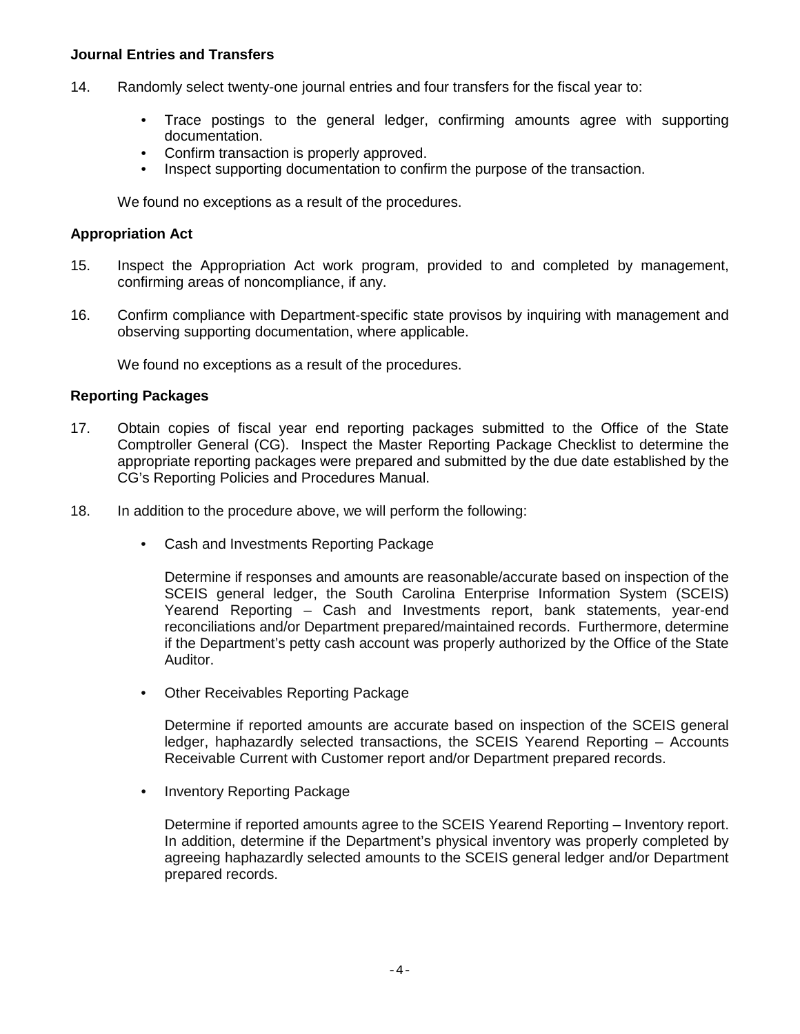**Journal Entries and Transfers**

14. Randomly select twenty-one journal entries and four transfers for the fiscal year to:

    - Trace postings to the general ledger, confirming amounts agree with supporting documentation.
    - Confirm transaction is properly approved.
    - Inspect supporting documentation to confirm the purpose of the transaction.

    We found no exceptions as a result of the procedures.

**Appropriation Act**

15. Inspect the Appropriation Act work program, provided to and completed by management, confirming areas of noncompliance, if any.

16. Confirm compliance with Department-specific state provisos by inquiring with management and observing supporting documentation, where applicable.

    We found no exceptions as a result of the procedures.

**Reporting Packages**

17. Obtain copies of fiscal year end reporting packages submitted to the Office of the State Comptroller General (CG). Inspect the Master Reporting Package Checklist to determine the appropriate reporting packages were prepared and submitted by the due date established by the CG's Reporting Policies and Procedures Manual.

18. In addition to the procedure above, we will perform the following:

    - Cash and Investments Reporting Package

      Determine if responses and amounts are reasonable/accurate based on inspection of the SCEIS general ledger, the South Carolina Enterprise Information System (SCEIS) Yearend Reporting – Cash and Investments report, bank statements, year-end reconciliations and/or Department prepared/maintained records. Furthermore, determine if the Department's petty cash account was properly authorized by the Office of the State Auditor.

    - Other Receivables Reporting Package

      Determine if reported amounts are accurate based on inspection of the SCEIS general ledger, haphazardly selected transactions, the SCEIS Yearend Reporting – Accounts Receivable Current with Customer report and/or Department prepared records.

    - Inventory Reporting Package

      Determine if reported amounts agree to the SCEIS Yearend Reporting – Inventory report. In addition, determine if the Department's physical inventory was properly completed by agreeing haphazardly selected amounts to the SCEIS general ledger and/or Department prepared records.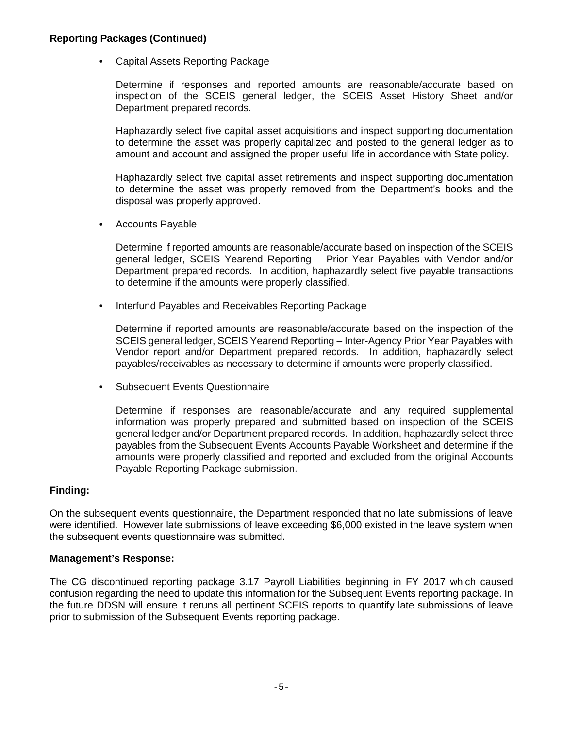**Reporting Packages (Continued)**

- Capital Assets Reporting Package

  Determine if responses and reported amounts are reasonable/accurate based on inspection of the SCEIS general ledger, the SCEIS Asset History Sheet and/or Department prepared records.

  Haphazardly select five capital asset acquisitions and inspect supporting documentation to determine the asset was properly capitalized and posted to the general ledger as to amount and account and assigned the proper useful life in accordance with State policy.

  Haphazardly select five capital asset retirements and inspect supporting documentation to determine the asset was properly removed from the Department's books and the disposal was properly approved.

- Accounts Payable

  Determine if reported amounts are reasonable/accurate based on inspection of the SCEIS general ledger, SCEIS Yearend Reporting – Prior Year Payables with Vendor and/or Department prepared records. In addition, haphazardly select five payable transactions to determine if the amounts were properly classified.

- Interfund Payables and Receivables Reporting Package

  Determine if reported amounts are reasonable/accurate based on the inspection of the SCEIS general ledger, SCEIS Yearend Reporting – Inter-Agency Prior Year Payables with Vendor report and/or Department prepared records. In addition, haphazardly select payables/receivables as necessary to determine if amounts were properly classified.

- Subsequent Events Questionnaire

  Determine if responses are reasonable/accurate and any required supplemental information was properly prepared and submitted based on inspection of the SCEIS general ledger and/or Department prepared records. In addition, haphazardly select three payables from the Subsequent Events Accounts Payable Worksheet and determine if the amounts were properly classified and reported and excluded from the original Accounts Payable Reporting Package submission.

**Finding:**

On the subsequent events questionnaire, the Department responded that no late submissions of leave were identified. However late submissions of leave exceeding $6,000 existed in the leave system when the subsequent events questionnaire was submitted.

**Management's Response:**

The CG discontinued reporting package 3.17 Payroll Liabilities beginning in FY 2017 which caused confusion regarding the need to update this information for the Subsequent Events reporting package. In the future DDSN will ensure it reruns all pertinent SCEIS reports to quantify late submissions of leave prior to submission of the Subsequent Events reporting package.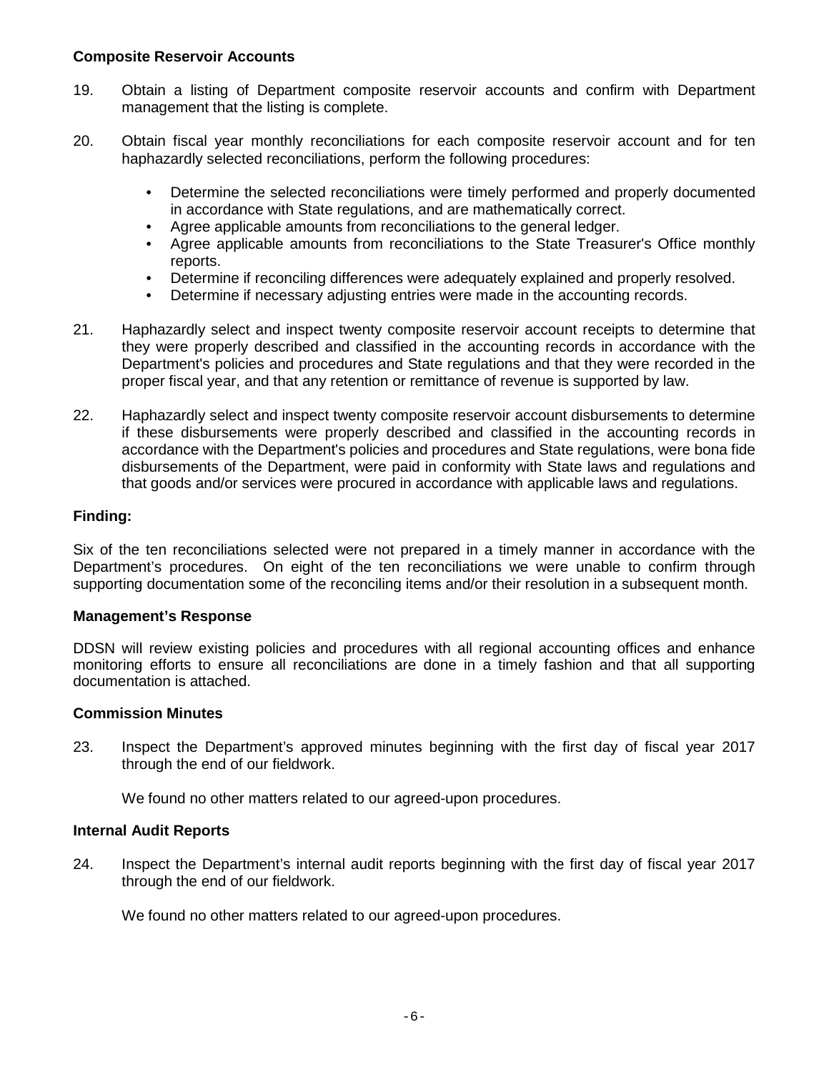**Composite Reservoir Accounts**

19. Obtain a listing of Department composite reservoir accounts and confirm with Department management that the listing is complete.

20. Obtain fiscal year monthly reconciliations for each composite reservoir account and for ten haphazardly selected reconciliations, perform the following procedures:

    - Determine the selected reconciliations were timely performed and properly documented in accordance with State regulations, and are mathematically correct.
    - Agree applicable amounts from reconciliations to the general ledger.
    - Agree applicable amounts from reconciliations to the State Treasurer's Office monthly reports.
    - Determine if reconciling differences were adequately explained and properly resolved.
    - Determine if necessary adjusting entries were made in the accounting records.

21. Haphazardly select and inspect twenty composite reservoir account receipts to determine that they were properly described and classified in the accounting records in accordance with the Department's policies and procedures and State regulations and that they were recorded in the proper fiscal year, and that any retention or remittance of revenue is supported by law.

22. Haphazardly select and inspect twenty composite reservoir account disbursements to determine if these disbursements were properly described and classified in the accounting records in accordance with the Department's policies and procedures and State regulations, were bona fide disbursements of the Department, were paid in conformity with State laws and regulations and that goods and/or services were procured in accordance with applicable laws and regulations.

**Finding:**

Six of the ten reconciliations selected were not prepared in a timely manner in accordance with the Department's procedures. On eight of the ten reconciliations we were unable to confirm through supporting documentation some of the reconciling items and/or their resolution in a subsequent month.

**Management's Response**

DDSN will review existing policies and procedures with all regional accounting offices and enhance monitoring efforts to ensure all reconciliations are done in a timely fashion and that all supporting documentation is attached.

**Commission Minutes**

23. Inspect the Department's approved minutes beginning with the first day of fiscal year 2017 through the end of our fieldwork.

    We found no other matters related to our agreed-upon procedures.

**Internal Audit Reports**

24. Inspect the Department's internal audit reports beginning with the first day of fiscal year 2017 through the end of our fieldwork.

    We found no other matters related to our agreed-upon procedures.